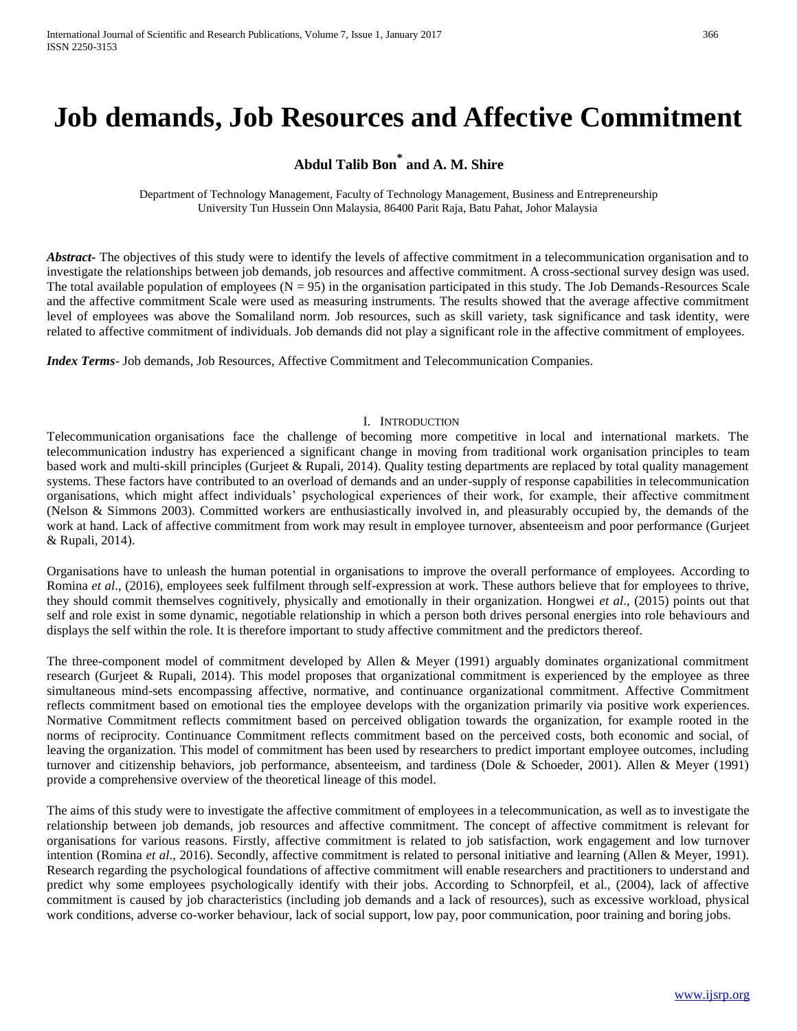# Job demands, Job Resources and Affective Commitment

**Abdul Talib Bon[*] and A. M. Shire**

Department of Technology Management, Faculty of Technology Management, Business and Entrepreneurship
University Tun Hussein Onn Malaysia, 86400 Parit Raja, Batu Pahat, Johor Malaysia

***Abstract***- The objectives of this study were to identify the levels of affective commitment in a telecommunication organisation and to investigate the relationships between job demands, job resources and affective commitment. A cross-sectional survey design was used. The total available population of employees (N = 95) in the organisation participated in this study. The Job Demands-Resources Scale and the affective commitment Scale were used as measuring instruments. The results showed that the average affective commitment level of employees was above the Somaliland norm. Job resources, such as skill variety, task significance and task identity, were related to affective commitment of individuals. Job demands did not play a significant role in the affective commitment of employees.

***Index Terms***- Job demands, Job Resources, Affective Commitment and Telecommunication Companies.

## I. Introduction

Telecommunication organisations face the challenge of becoming more competitive in local and international markets. The telecommunication industry has experienced a significant change in moving from traditional work organisation principles to team based work and multi-skill principles (Gurjeet & Rupali, 2014). Quality testing departments are replaced by total quality management systems. These factors have contributed to an overload of demands and an under-supply of response capabilities in telecommunication organisations, which might affect individuals' psychological experiences of their work, for example, their affective commitment (Nelson & Simmons 2003). Committed workers are enthusiastically involved in, and pleasurably occupied by, the demands of the work at hand. Lack of affective commitment from work may result in employee turnover, absenteeism and poor performance (Gurjeet & Rupali, 2014).

Organisations have to unleash the human potential in organisations to improve the overall performance of employees. According to Romina *et al*., (2016), employees seek fulfilment through self-expression at work. These authors believe that for employees to thrive, they should commit themselves cognitively, physically and emotionally in their organization. Hongwei *et al*., (2015) points out that self and role exist in some dynamic, negotiable relationship in which a person both drives personal energies into role behaviours and displays the self within the role. It is therefore important to study affective commitment and the predictors thereof.

The three-component model of commitment developed by Allen & Meyer (1991) arguably dominates organizational commitment research (Gurjeet & Rupali, 2014). This model proposes that organizational commitment is experienced by the employee as three simultaneous mind-sets encompassing affective, normative, and continuance organizational commitment. Affective Commitment reflects commitment based on emotional ties the employee develops with the organization primarily via positive work experiences. Normative Commitment reflects commitment based on perceived obligation towards the organization, for example rooted in the norms of reciprocity. Continuance Commitment reflects commitment based on the perceived costs, both economic and social, of leaving the organization. This model of commitment has been used by researchers to predict important employee outcomes, including turnover and citizenship behaviors, job performance, absenteeism, and tardiness (Dole & Schoeder, 2001). Allen & Meyer (1991) provide a comprehensive overview of the theoretical lineage of this model.

The aims of this study were to investigate the affective commitment of employees in a telecommunication, as well as to investigate the relationship between job demands, job resources and affective commitment. The concept of affective commitment is relevant for organisations for various reasons. Firstly, affective commitment is related to job satisfaction, work engagement and low turnover intention (Romina *et al*., 2016). Secondly, affective commitment is related to personal initiative and learning (Allen & Meyer, 1991). Research regarding the psychological foundations of affective commitment will enable researchers and practitioners to understand and predict why some employees psychologically identify with their jobs. According to Schnorpfeil, et al., (2004), lack of affective commitment is caused by job characteristics (including job demands and a lack of resources), such as excessive workload, physical work conditions, adverse co-worker behaviour, lack of social support, low pay, poor communication, poor training and boring jobs.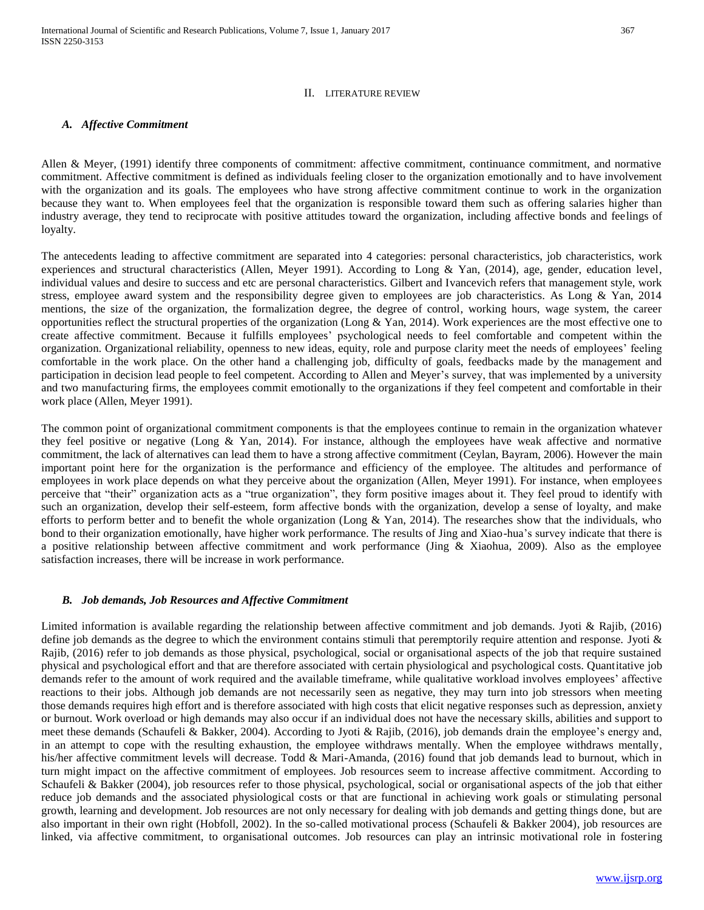## II. Literature Review

### *A. Affective Commitment*

Allen & Meyer, (1991) identify three components of commitment: affective commitment, continuance commitment, and normative commitment. Affective commitment is defined as individuals feeling closer to the organization emotionally and to have involvement with the organization and its goals. The employees who have strong affective commitment continue to work in the organization because they want to. When employees feel that the organization is responsible toward them such as offering salaries higher than industry average, they tend to reciprocate with positive attitudes toward the organization, including affective bonds and feelings of loyalty.

The antecedents leading to affective commitment are separated into 4 categories: personal characteristics, job characteristics, work experiences and structural characteristics (Allen, Meyer 1991). According to Long & Yan, (2014), age, gender, education level, individual values and desire to success and etc are personal characteristics. Gilbert and Ivancevich refers that management style, work stress, employee award system and the responsibility degree given to employees are job characteristics. As Long & Yan, 2014 mentions, the size of the organization, the formalization degree, the degree of control, working hours, wage system, the career opportunities reflect the structural properties of the organization (Long & Yan, 2014). Work experiences are the most effective one to create affective commitment. Because it fulfills employees' psychological needs to feel comfortable and competent within the organization. Organizational reliability, openness to new ideas, equity, role and purpose clarity meet the needs of employees' feeling comfortable in the work place. On the other hand a challenging job, difficulty of goals, feedbacks made by the management and participation in decision lead people to feel competent. According to Allen and Meyer's survey, that was implemented by a university and two manufacturing firms, the employees commit emotionally to the organizations if they feel competent and comfortable in their work place (Allen, Meyer 1991).

The common point of organizational commitment components is that the employees continue to remain in the organization whatever they feel positive or negative (Long & Yan, 2014). For instance, although the employees have weak affective and normative commitment, the lack of alternatives can lead them to have a strong affective commitment (Ceylan, Bayram, 2006). However the main important point here for the organization is the performance and efficiency of the employee. The altitudes and performance of employees in work place depends on what they perceive about the organization (Allen, Meyer 1991). For instance, when employees perceive that "their" organization acts as a "true organization", they form positive images about it. They feel proud to identify with such an organization, develop their self-esteem, form affective bonds with the organization, develop a sense of loyalty, and make efforts to perform better and to benefit the whole organization (Long & Yan, 2014). The researches show that the individuals, who bond to their organization emotionally, have higher work performance. The results of Jing and Xiao-hua's survey indicate that there is a positive relationship between affective commitment and work performance (Jing & Xiaohua, 2009). Also as the employee satisfaction increases, there will be increase in work performance.

### *B. Job demands, Job Resources and Affective Commitment*

Limited information is available regarding the relationship between affective commitment and job demands. Jyoti & Rajib, (2016) define job demands as the degree to which the environment contains stimuli that peremptorily require attention and response. Jyoti & Rajib, (2016) refer to job demands as those physical, psychological, social or organisational aspects of the job that require sustained physical and psychological effort and that are therefore associated with certain physiological and psychological costs. Quantitative job demands refer to the amount of work required and the available timeframe, while qualitative workload involves employees' affective reactions to their jobs. Although job demands are not necessarily seen as negative, they may turn into job stressors when meeting those demands requires high effort and is therefore associated with high costs that elicit negative responses such as depression, anxiety or burnout. Work overload or high demands may also occur if an individual does not have the necessary skills, abilities and support to meet these demands (Schaufeli & Bakker, 2004). According to Jyoti & Rajib, (2016), job demands drain the employee's energy and, in an attempt to cope with the resulting exhaustion, the employee withdraws mentally. When the employee withdraws mentally, his/her affective commitment levels will decrease. Todd & Mari-Amanda, (2016) found that job demands lead to burnout, which in turn might impact on the affective commitment of employees. Job resources seem to increase affective commitment. According to Schaufeli & Bakker (2004), job resources refer to those physical, psychological, social or organisational aspects of the job that either reduce job demands and the associated physiological costs or that are functional in achieving work goals or stimulating personal growth, learning and development. Job resources are not only necessary for dealing with job demands and getting things done, but are also important in their own right (Hobfoll, 2002). In the so-called motivational process (Schaufeli & Bakker 2004), job resources are linked, via affective commitment, to organisational outcomes. Job resources can play an intrinsic motivational role in fostering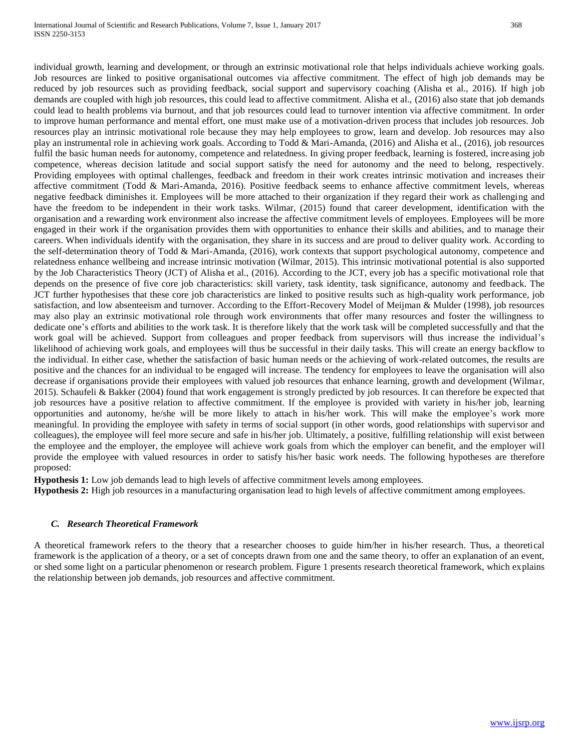individual growth, learning and development, or through an extrinsic motivational role that helps individuals achieve working goals. Job resources are linked to positive organisational outcomes via affective commitment. The effect of high job demands may be reduced by job resources such as providing feedback, social support and supervisory coaching (Alisha et al., 2016). If high job demands are coupled with high job resources, this could lead to affective commitment. Alisha et al., (2016) also state that job demands could lead to health problems via burnout, and that job resources could lead to turnover intention via affective commitment. In order to improve human performance and mental effort, one must make use of a motivation-driven process that includes job resources. Job resources play an intrinsic motivational role because they may help employees to grow, learn and develop. Job resources may also play an instrumental role in achieving work goals. According to Todd & Mari-Amanda, (2016) and Alisha et al., (2016), job resources fulfil the basic human needs for autonomy, competence and relatedness. In giving proper feedback, learning is fostered, increasing job competence, whereas decision latitude and social support satisfy the need for autonomy and the need to belong, respectively. Providing employees with optimal challenges, feedback and freedom in their work creates intrinsic motivation and increases their affective commitment (Todd & Mari-Amanda, 2016). Positive feedback seems to enhance affective commitment levels, whereas negative feedback diminishes it. Employees will be more attached to their organization if they regard their work as challenging and have the freedom to be independent in their work tasks. Wilmar, (2015) found that career development, identification with the organisation and a rewarding work environment also increase the affective commitment levels of employees. Employees will be more engaged in their work if the organisation provides them with opportunities to enhance their skills and abilities, and to manage their careers. When individuals identify with the organisation, they share in its success and are proud to deliver quality work. According to the self-determination theory of Todd & Mari-Amanda, (2016), work contexts that support psychological autonomy, competence and relatedness enhance wellbeing and increase intrinsic motivation (Wilmar, 2015). This intrinsic motivational potential is also supported by the Job Characteristics Theory (JCT) of Alisha et al., (2016). According to the JCT, every job has a specific motivational role that depends on the presence of five core job characteristics: skill variety, task identity, task significance, autonomy and feedback. The JCT further hypothesises that these core job characteristics are linked to positive results such as high-quality work performance, job satisfaction, and low absenteeism and turnover. According to the Effort-Recovery Model of Meijman & Mulder (1998), job resources may also play an extrinsic motivational role through work environments that offer many resources and foster the willingness to dedicate one's efforts and abilities to the work task. It is therefore likely that the work task will be completed successfully and that the work goal will be achieved. Support from colleagues and proper feedback from supervisors will thus increase the individual's likelihood of achieving work goals, and employees will thus be successful in their daily tasks. This will create an energy backflow to the individual. In either case, whether the satisfaction of basic human needs or the achieving of work-related outcomes, the results are positive and the chances for an individual to be engaged will increase. The tendency for employees to leave the organisation will also decrease if organisations provide their employees with valued job resources that enhance learning, growth and development (Wilmar, 2015). Schaufeli & Bakker (2004) found that work engagement is strongly predicted by job resources. It can therefore be expected that job resources have a positive relation to affective commitment. If the employee is provided with variety in his/her job, learning opportunities and autonomy, he/she will be more likely to attach in his/her work. This will make the employee's work more meaningful. In providing the employee with safety in terms of social support (in other words, good relationships with supervisor and colleagues), the employee will feel more secure and safe in his/her job. Ultimately, a positive, fulfilling relationship will exist between the employee and the employer, the employee will achieve work goals from which the employer can benefit, and the employer will provide the employee with valued resources in order to satisfy his/her basic work needs. The following hypotheses are therefore proposed:

**Hypothesis 1:** Low job demands lead to high levels of affective commitment levels among employees.

**Hypothesis 2:** High job resources in a manufacturing organisation lead to high levels of affective commitment among employees.

### *C. Research Theoretical Framework*

A theoretical framework refers to the theory that a researcher chooses to guide him/her in his/her research. Thus, a theoretical framework is the application of a theory, or a set of concepts drawn from one and the same theory, to offer an explanation of an event, or shed some light on a particular phenomenon or research problem. Figure 1 presents research theoretical framework, which explains the relationship between job demands, job resources and affective commitment.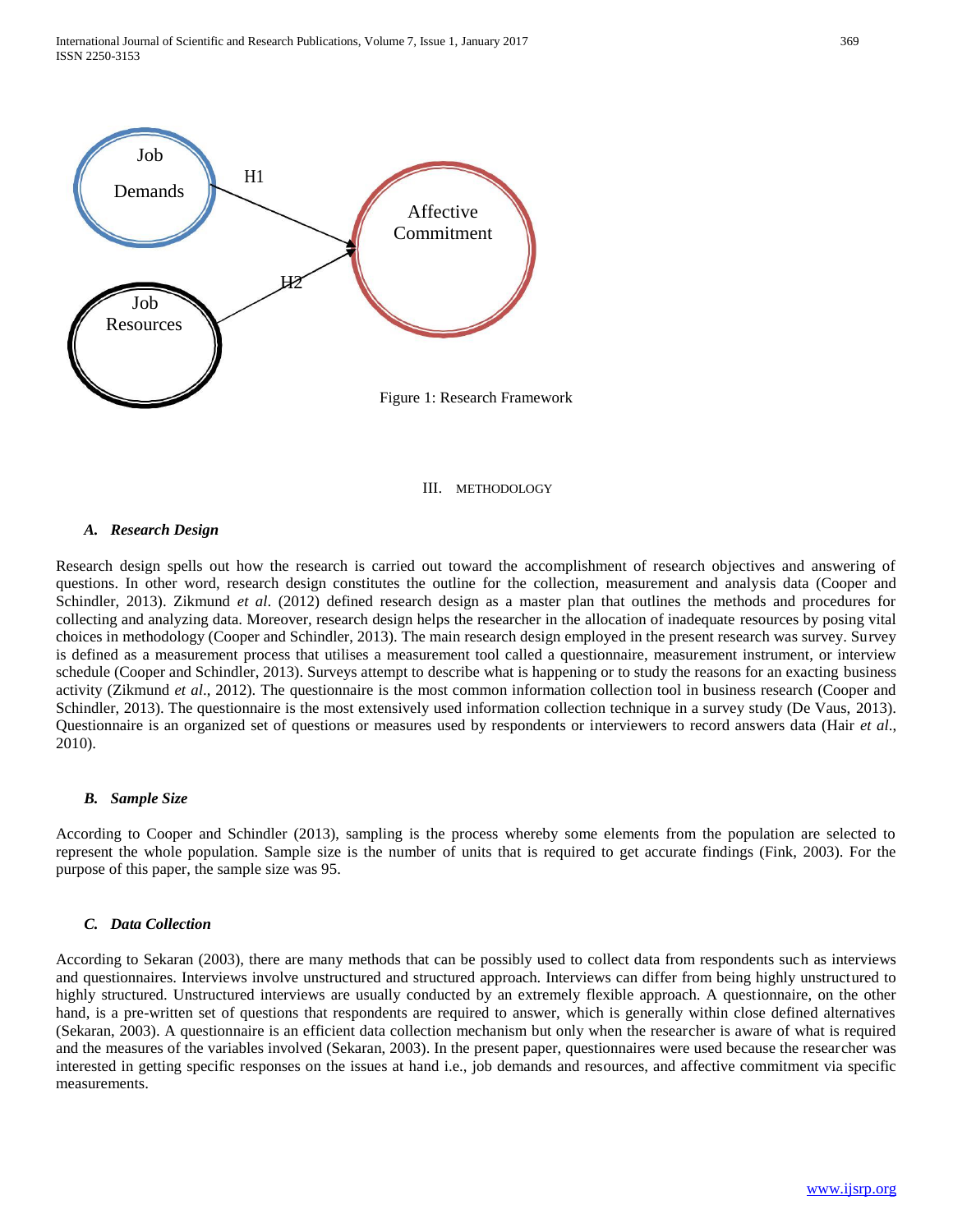Figure 1: Research Framework

## III. METHODOLOGY

### *A. Research Design*

Research design spells out how the research is carried out toward the accomplishment of research objectives and answering of questions. In other word, research design constitutes the outline for the collection, measurement and analysis data (Cooper and Schindler, 2013). Zikmund *et al*. (2012) defined research design as a master plan that outlines the methods and procedures for collecting and analyzing data. Moreover, research design helps the researcher in the allocation of inadequate resources by posing vital choices in methodology (Cooper and Schindler, 2013). The main research design employed in the present research was survey. Survey is defined as a measurement process that utilises a measurement tool called a questionnaire, measurement instrument, or interview schedule (Cooper and Schindler, 2013). Surveys attempt to describe what is happening or to study the reasons for an exacting business activity (Zikmund *et al*., 2012). The questionnaire is the most common information collection tool in business research (Cooper and Schindler, 2013). The questionnaire is the most extensively used information collection technique in a survey study (De Vaus, 2013). Questionnaire is an organized set of questions or measures used by respondents or interviewers to record answers data (Hair *et al*., 2010).

### *B. Sample Size*

According to Cooper and Schindler (2013), sampling is the process whereby some elements from the population are selected to represent the whole population. Sample size is the number of units that is required to get accurate findings (Fink, 2003). For the purpose of this paper, the sample size was 95.

### *C. Data Collection*

According to Sekaran (2003), there are many methods that can be possibly used to collect data from respondents such as interviews and questionnaires. Interviews involve unstructured and structured approach. Interviews can differ from being highly unstructured to highly structured. Unstructured interviews are usually conducted by an extremely flexible approach. A questionnaire, on the other hand, is a pre-written set of questions that respondents are required to answer, which is generally within close defined alternatives (Sekaran, 2003). A questionnaire is an efficient data collection mechanism but only when the researcher is aware of what is required and the measures of the variables involved (Sekaran, 2003). In the present paper, questionnaires were used because the researcher was interested in getting specific responses on the issues at hand i.e., job demands and resources, and affective commitment via specific measurements.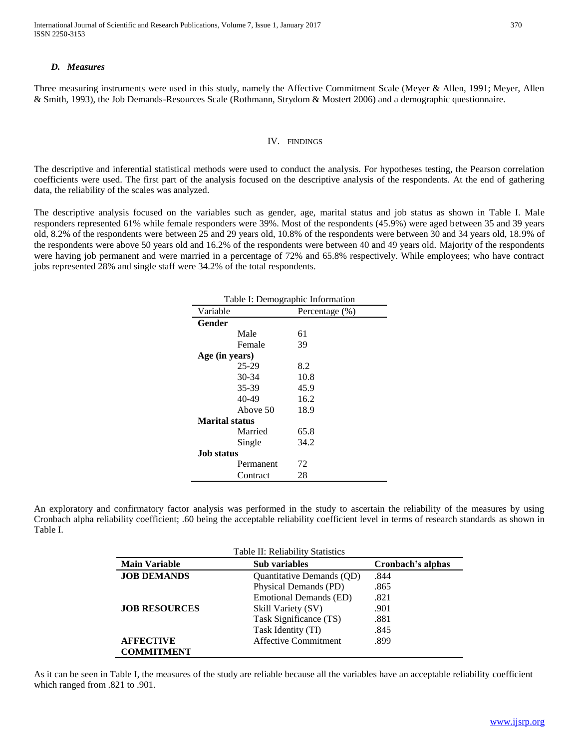### D. *Measures*

Three measuring instruments were used in this study, namely the Affective Commitment Scale (Meyer & Allen, 1991; Meyer, Allen & Smith, 1993), the Job Demands-Resources Scale (Rothmann, Strydom & Mostert 2006) and a demographic questionnaire.

## IV. FINDINGS

The descriptive and inferential statistical methods were used to conduct the analysis. For hypotheses testing, the Pearson correlation coefficients were used. The first part of the analysis focused on the descriptive analysis of the respondents. At the end of gathering data, the reliability of the scales was analyzed.

The descriptive analysis focused on the variables such as gender, age, marital status and job status as shown in Table I. Male responders represented 61% while female responders were 39%. Most of the respondents (45.9%) were aged between 35 and 39 years old, 8.2% of the respondents were between 25 and 29 years old, 10.8% of the respondents were between 30 and 34 years old, 18.9% of the respondents were above 50 years old and 16.2% of the respondents were between 40 and 49 years old. Majority of the respondents were having job permanent and were married in a percentage of 72% and 65.8% respectively. While employees; who have contract jobs represented 28% and single staff were 34.2% of the total respondents.

Table I: Demographic Information

| Variable | Percentage (%) |
|---|---|
| **Gender** | |
| Male | 61 |
| Female | 39 |
| **Age (in years)** | |
| 25-29 | 8.2 |
| 30-34 | 10.8 |
| 35-39 | 45.9 |
| 40-49 | 16.2 |
| Above 50 | 18.9 |
| **Marital status** | |
| Married | 65.8 |
| Single | 34.2 |
| **Job status** | |
| Permanent | 72 |
| Contract | 28 |

An exploratory and confirmatory factor analysis was performed in the study to ascertain the reliability of the measures by using Cronbach alpha reliability coefficient; .60 being the acceptable reliability coefficient level in terms of research standards as shown in Table I.

Table II: Reliability Statistics

| Main Variable | Sub variables | Cronbach's alphas |
|---|---|---|
| **JOB DEMANDS** | Quantitative Demands (QD) | .844 |
| | Physical Demands (PD) | .865 |
| | Emotional Demands (ED) | .821 |
| **JOB RESOURCES** | Skill Variety (SV) | .901 |
| | Task Significance (TS) | .881 |
| | Task Identity (TI) | .845 |
| **AFFECTIVE COMMITMENT** | Affective Commitment | .899 |

As it can be seen in Table I, the measures of the study are reliable because all the variables have an acceptable reliability coefficient which ranged from .821 to .901.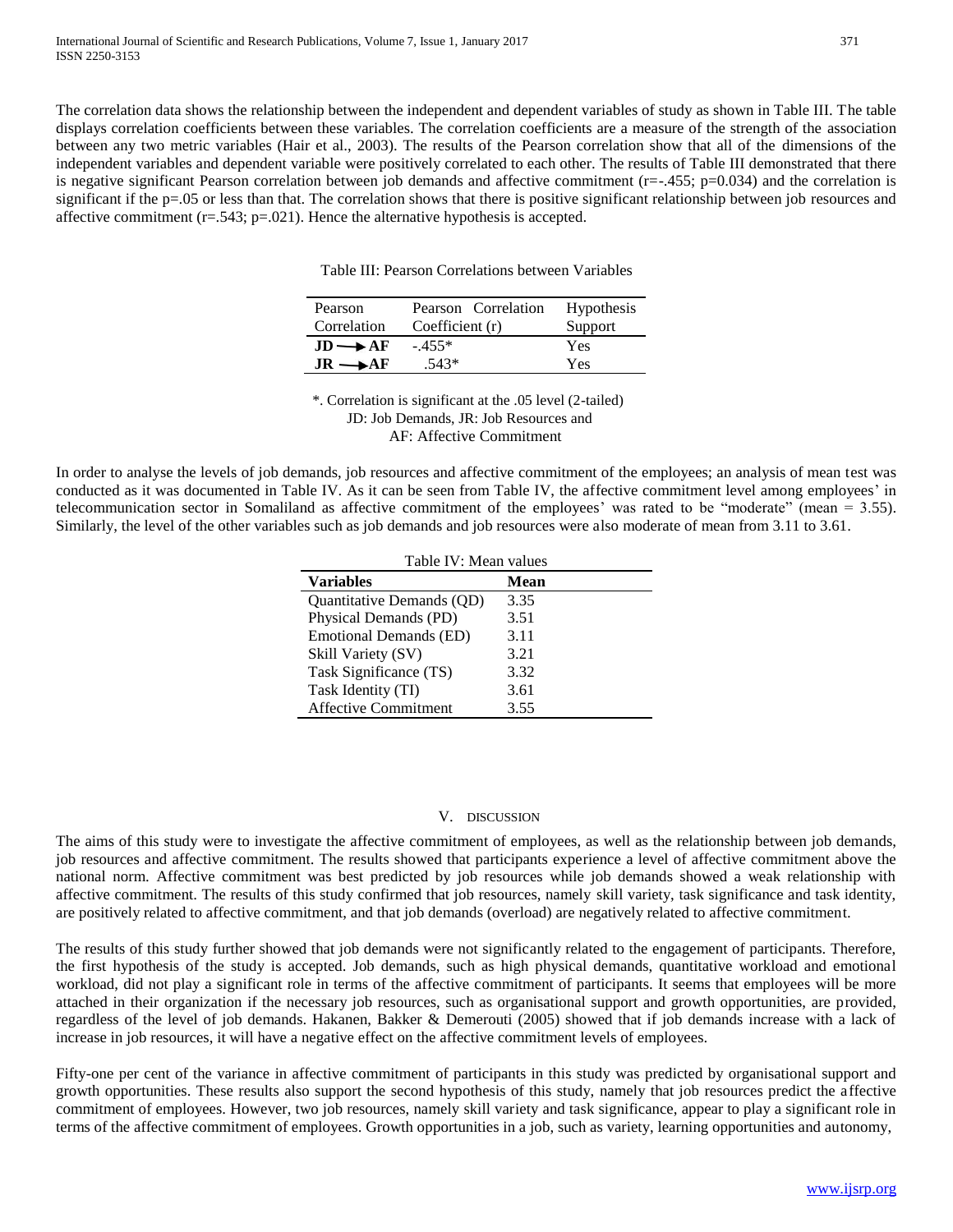The correlation data shows the relationship between the independent and dependent variables of study as shown in Table III. The table displays correlation coefficients between these variables. The correlation coefficients are a measure of the strength of the association between any two metric variables (Hair et al., 2003). The results of the Pearson correlation show that all of the dimensions of the independent variables and dependent variable were positively correlated to each other. The results of Table III demonstrated that there is negative significant Pearson correlation between job demands and affective commitment ($r=-.455$; $p=0.034$) and the correlation is significant if the $p=.05$ or less than that. The correlation shows that there is positive significant relationship between job resources and affective commitment ($r=.543$; $p=.021$). Hence the alternative hypothesis is accepted.

Table III: Pearson Correlations between Variables

| Pearson Correlation | Pearson Correlation Coefficient (r) | Hypothesis Support |
|---|---|---|
| **JD ⟶ AF** | -.455* | Yes |
| **JR ⟶ AF** | .543* | Yes |

*. Correlation is significant at the .05 level (2-tailed)
JD: Job Demands, JR: Job Resources and
AF: Affective Commitment

In order to analyse the levels of job demands, job resources and affective commitment of the employees; an analysis of mean test was conducted as it was documented in Table IV. As it can be seen from Table IV, the affective commitment level among employees' in telecommunication sector in Somaliland as affective commitment of the employees' was rated to be "moderate" (mean = 3.55). Similarly, the level of the other variables such as job demands and job resources were also moderate of mean from 3.11 to 3.61.

Table IV: Mean values

| **Variables** | **Mean** |
|---|---|
| Quantitative Demands (QD) | 3.35 |
| Physical Demands (PD) | 3.51 |
| Emotional Demands (ED) | 3.11 |
| Skill Variety (SV) | 3.21 |
| Task Significance (TS) | 3.32 |
| Task Identity (TI) | 3.61 |
| Affective Commitment | 3.55 |

## V. DISCUSSION

The aims of this study were to investigate the affective commitment of employees, as well as the relationship between job demands, job resources and affective commitment. The results showed that participants experience a level of affective commitment above the national norm. Affective commitment was best predicted by job resources while job demands showed a weak relationship with affective commitment. The results of this study confirmed that job resources, namely skill variety, task significance and task identity, are positively related to affective commitment, and that job demands (overload) are negatively related to affective commitment.

The results of this study further showed that job demands were not significantly related to the engagement of participants. Therefore, the first hypothesis of the study is accepted. Job demands, such as high physical demands, quantitative workload and emotional workload, did not play a significant role in terms of the affective commitment of participants. It seems that employees will be more attached in their organization if the necessary job resources, such as organisational support and growth opportunities, are provided, regardless of the level of job demands. Hakanen, Bakker & Demerouti (2005) showed that if job demands increase with a lack of increase in job resources, it will have a negative effect on the affective commitment levels of employees.

Fifty-one per cent of the variance in affective commitment of participants in this study was predicted by organisational support and growth opportunities. These results also support the second hypothesis of this study, namely that job resources predict the affective commitment of employees. However, two job resources, namely skill variety and task significance, appear to play a significant role in terms of the affective commitment of employees. Growth opportunities in a job, such as variety, learning opportunities and autonomy,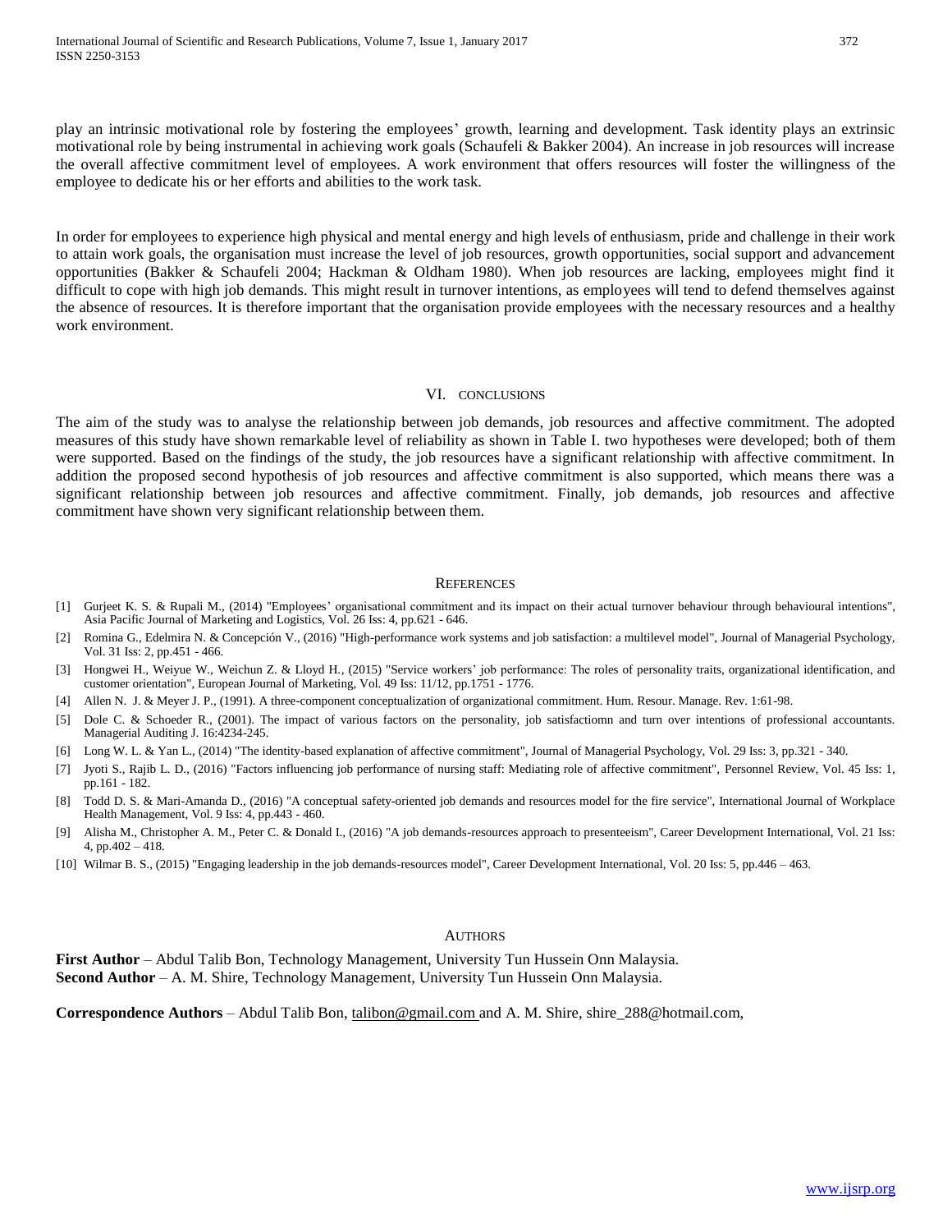play an intrinsic motivational role by fostering the employees' growth, learning and development. Task identity plays an extrinsic motivational role by being instrumental in achieving work goals (Schaufeli & Bakker 2004). An increase in job resources will increase the overall affective commitment level of employees. A work environment that offers resources will foster the willingness of the employee to dedicate his or her efforts and abilities to the work task.

In order for employees to experience high physical and mental energy and high levels of enthusiasm, pride and challenge in their work to attain work goals, the organisation must increase the level of job resources, growth opportunities, social support and advancement opportunities (Bakker & Schaufeli 2004; Hackman & Oldham 1980). When job resources are lacking, employees might find it difficult to cope with high job demands. This might result in turnover intentions, as employees will tend to defend themselves against the absence of resources. It is therefore important that the organisation provide employees with the necessary resources and a healthy work environment.

## VI. CONCLUSIONS

The aim of the study was to analyse the relationship between job demands, job resources and affective commitment. The adopted measures of this study have shown remarkable level of reliability as shown in Table I. two hypotheses were developed; both of them were supported. Based on the findings of the study, the job resources have a significant relationship with affective commitment. In addition the proposed second hypothesis of job resources and affective commitment is also supported, which means there was a significant relationship between job resources and affective commitment. Finally, job demands, job resources and affective commitment have shown very significant relationship between them.

## REFERENCES

[1] Gurjeet K. S. & Rupali M., (2014) "Employees' organisational commitment and its impact on their actual turnover behaviour through behavioural intentions", Asia Pacific Journal of Marketing and Logistics, Vol. 26 Iss: 4, pp.621 - 646.

[2] Romina G., Edelmira N. & Concepción V., (2016) "High-performance work systems and job satisfaction: a multilevel model", Journal of Managerial Psychology, Vol. 31 Iss: 2, pp.451 - 466.

[3] Hongwei H., Weiyue W., Weichun Z. & Lloyd H., (2015) "Service workers' job performance: The roles of personality traits, organizational identification, and customer orientation", European Journal of Marketing, Vol. 49 Iss: 11/12, pp.1751 - 1776.

[4] Allen N. J. & Meyer J. P., (1991). A three-component conceptualization of organizational commitment. Hum. Resour. Manage. Rev. 1:61-98.

[5] Dole C. & Schoeder R., (2001). The impact of various factors on the personality, job satisfactiomn and turn over intentions of professional accountants. Managerial Auditing J. 16:4234-245.

[6] Long W. L. & Yan L., (2014) "The identity-based explanation of affective commitment", Journal of Managerial Psychology, Vol. 29 Iss: 3, pp.321 - 340.

[7] Jyoti S., Rajib L. D., (2016) "Factors influencing job performance of nursing staff: Mediating role of affective commitment", Personnel Review, Vol. 45 Iss: 1, pp.161 - 182.

[8] Todd D. S. & Mari-Amanda D., (2016) "A conceptual safety-oriented job demands and resources model for the fire service", International Journal of Workplace Health Management, Vol. 9 Iss: 4, pp.443 - 460.

[9] Alisha M., Christopher A. M., Peter C. & Donald I., (2016) "A job demands-resources approach to presenteeism", Career Development International, Vol. 21 Iss: 4, pp.402 – 418.

[10] Wilmar B. S., (2015) "Engaging leadership in the job demands-resources model", Career Development International, Vol. 20 Iss: 5, pp.446 – 463.

## AUTHORS

**First Author** – Abdul Talib Bon, Technology Management, University Tun Hussein Onn Malaysia.
**Second Author** – A. M. Shire, Technology Management, University Tun Hussein Onn Malaysia.

**Correspondence Authors** – Abdul Talib Bon, talibon@gmail.com and A. M. Shire, shire_288@hotmail.com,